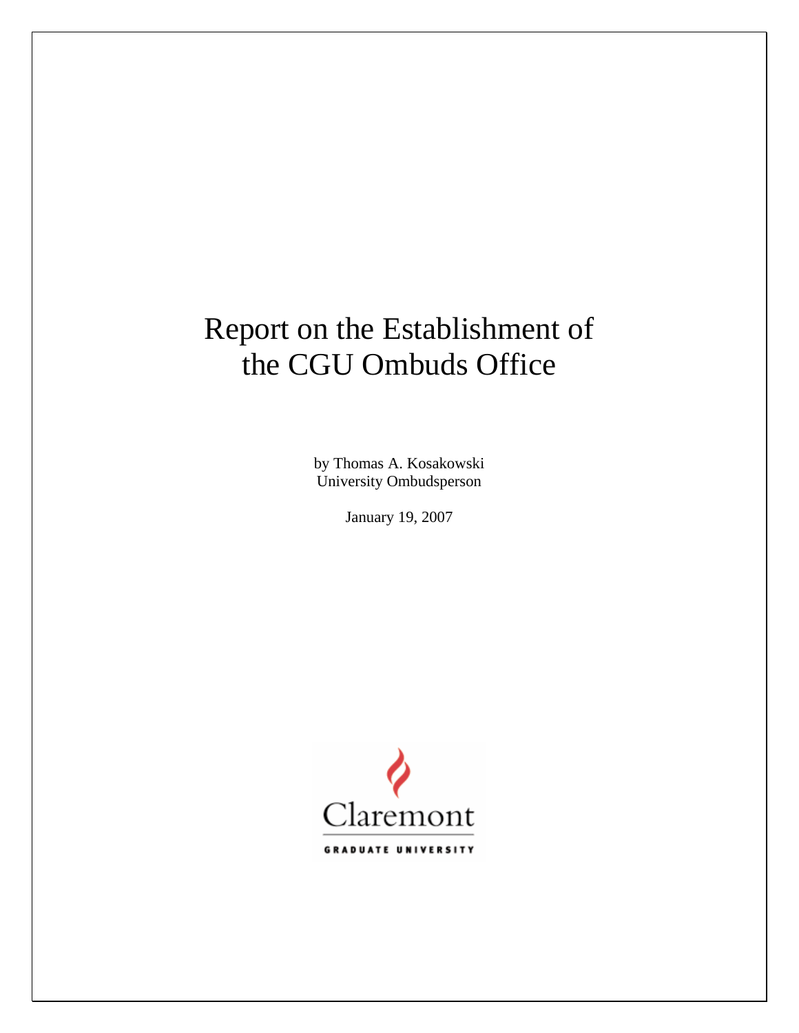# Report on the Establishment of the CGU Ombuds Office

by Thomas A. Kosakowski
University Ombudsperson

January 19, 2007

Claremont
GRADUATE UNIVERSITY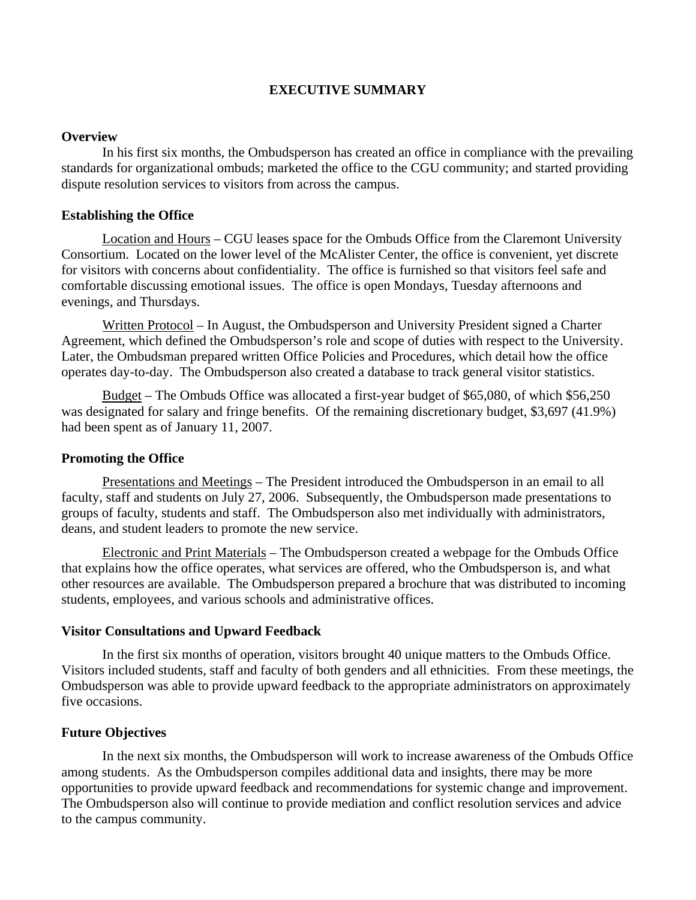# EXECUTIVE SUMMARY

## Overview

In his first six months, the Ombudsperson has created an office in compliance with the prevailing standards for organizational ombuds; marketed the office to the CGU community; and started providing dispute resolution services to visitors from across the campus.

## Establishing the Office

Location and Hours – CGU leases space for the Ombuds Office from the Claremont University Consortium. Located on the lower level of the McAlister Center, the office is convenient, yet discrete for visitors with concerns about confidentiality. The office is furnished so that visitors feel safe and comfortable discussing emotional issues. The office is open Mondays, Tuesday afternoons and evenings, and Thursdays.

Written Protocol – In August, the Ombudsperson and University President signed a Charter Agreement, which defined the Ombudsperson's role and scope of duties with respect to the University. Later, the Ombudsman prepared written Office Policies and Procedures, which detail how the office operates day-to-day. The Ombudsperson also created a database to track general visitor statistics.

Budget – The Ombuds Office was allocated a first-year budget of $65,080, of which $56,250 was designated for salary and fringe benefits. Of the remaining discretionary budget, $3,697 (41.9%) had been spent as of January 11, 2007.

## Promoting the Office

Presentations and Meetings – The President introduced the Ombudsperson in an email to all faculty, staff and students on July 27, 2006. Subsequently, the Ombudsperson made presentations to groups of faculty, students and staff. The Ombudsperson also met individually with administrators, deans, and student leaders to promote the new service.

Electronic and Print Materials – The Ombudsperson created a webpage for the Ombuds Office that explains how the office operates, what services are offered, who the Ombudsperson is, and what other resources are available. The Ombudsperson prepared a brochure that was distributed to incoming students, employees, and various schools and administrative offices.

## Visitor Consultations and Upward Feedback

In the first six months of operation, visitors brought 40 unique matters to the Ombuds Office. Visitors included students, staff and faculty of both genders and all ethnicities. From these meetings, the Ombudsperson was able to provide upward feedback to the appropriate administrators on approximately five occasions.

## Future Objectives

In the next six months, the Ombudsperson will work to increase awareness of the Ombuds Office among students. As the Ombudsperson compiles additional data and insights, there may be more opportunities to provide upward feedback and recommendations for systemic change and improvement. The Ombudsperson also will continue to provide mediation and conflict resolution services and advice to the campus community.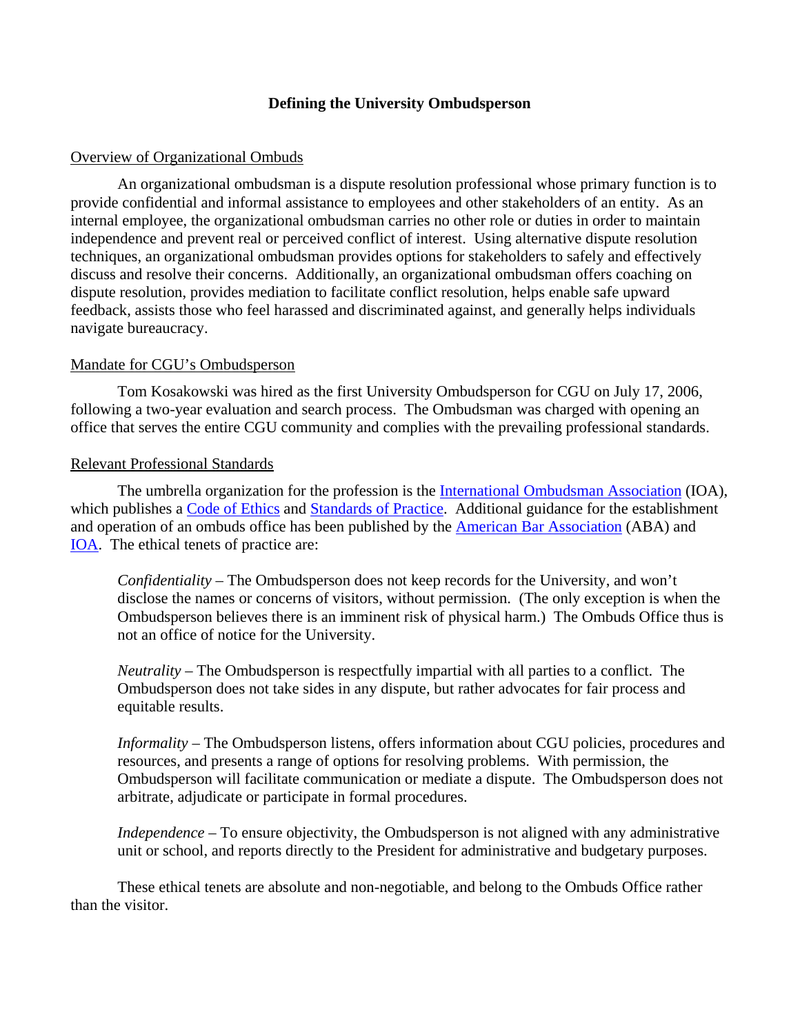# Defining the University Ombudsperson

## Overview of Organizational Ombuds

An organizational ombudsman is a dispute resolution professional whose primary function is to provide confidential and informal assistance to employees and other stakeholders of an entity. As an internal employee, the organizational ombudsman carries no other role or duties in order to maintain independence and prevent real or perceived conflict of interest. Using alternative dispute resolution techniques, an organizational ombudsman provides options for stakeholders to safely and effectively discuss and resolve their concerns. Additionally, an organizational ombudsman offers coaching on dispute resolution, provides mediation to facilitate conflict resolution, helps enable safe upward feedback, assists those who feel harassed and discriminated against, and generally helps individuals navigate bureaucracy.

## Mandate for CGU's Ombudsperson

Tom Kosakowski was hired as the first University Ombudsperson for CGU on July 17, 2006, following a two-year evaluation and search process. The Ombudsman was charged with opening an office that serves the entire CGU community and complies with the prevailing professional standards.

## Relevant Professional Standards

The umbrella organization for the profession is the International Ombudsman Association (IOA), which publishes a Code of Ethics and Standards of Practice. Additional guidance for the establishment and operation of an ombuds office has been published by the American Bar Association (ABA) and IOA. The ethical tenets of practice are:

> *Confidentiality* – The Ombudsperson does not keep records for the University, and won't disclose the names or concerns of visitors, without permission. (The only exception is when the Ombudsperson believes there is an imminent risk of physical harm.) The Ombuds Office thus is not an office of notice for the University.
>
> *Neutrality* – The Ombudsperson is respectfully impartial with all parties to a conflict. The Ombudsperson does not take sides in any dispute, but rather advocates for fair process and equitable results.
>
> *Informality* – The Ombudsperson listens, offers information about CGU policies, procedures and resources, and presents a range of options for resolving problems. With permission, the Ombudsperson will facilitate communication or mediate a dispute. The Ombudsperson does not arbitrate, adjudicate or participate in formal procedures.
>
> *Independence* – To ensure objectivity, the Ombudsperson is not aligned with any administrative unit or school, and reports directly to the President for administrative and budgetary purposes.

These ethical tenets are absolute and non-negotiable, and belong to the Ombuds Office rather than the visitor.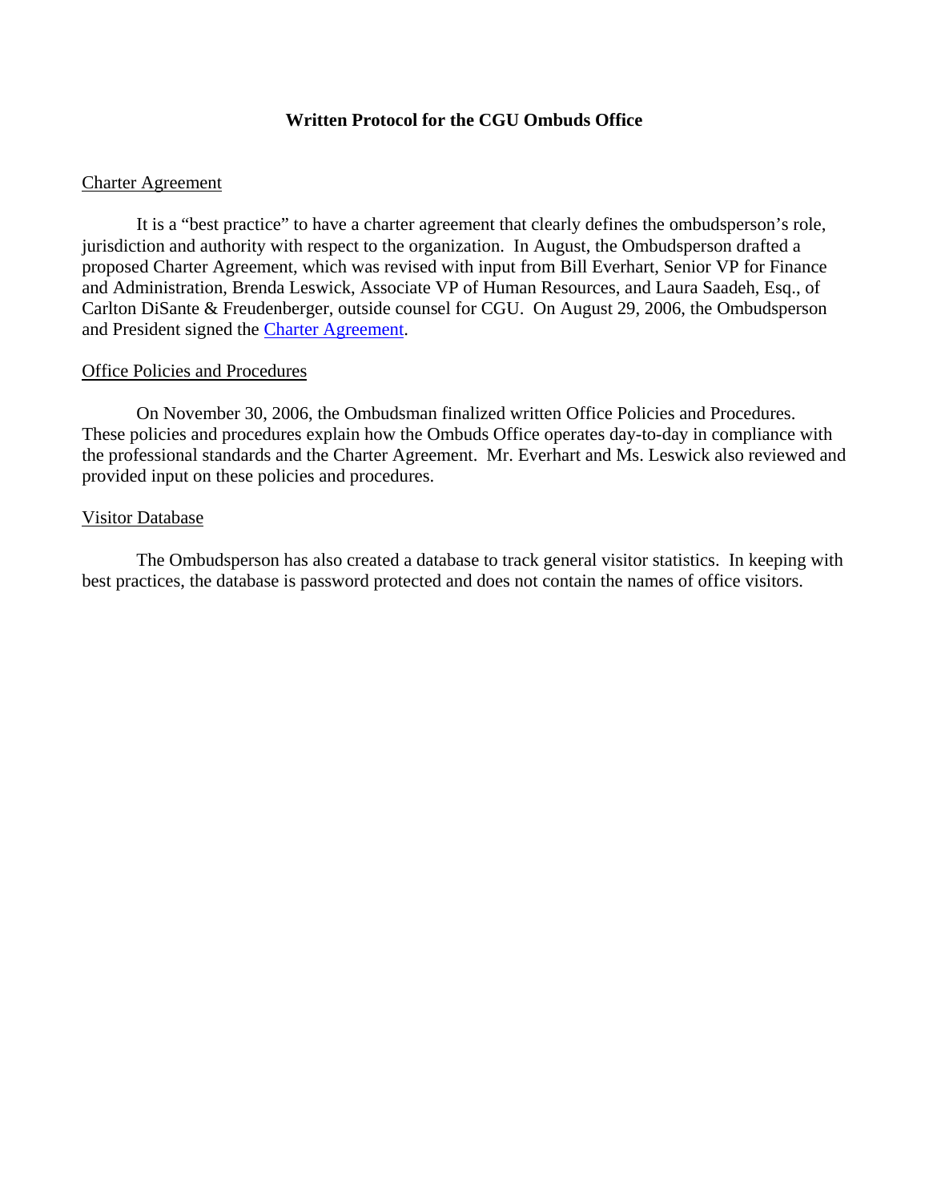# Written Protocol for the CGU Ombuds Office

<u>Charter Agreement</u>

It is a "best practice" to have a charter agreement that clearly defines the ombudsperson's role, jurisdiction and authority with respect to the organization. In August, the Ombudsperson drafted a proposed Charter Agreement, which was revised with input from Bill Everhart, Senior VP for Finance and Administration, Brenda Leswick, Associate VP of Human Resources, and Laura Saadeh, Esq., of Carlton DiSante & Freudenberger, outside counsel for CGU. On August 29, 2006, the Ombudsperson and President signed the Charter Agreement.

<u>Office Policies and Procedures</u>

On November 30, 2006, the Ombudsman finalized written Office Policies and Procedures. These policies and procedures explain how the Ombuds Office operates day-to-day in compliance with the professional standards and the Charter Agreement. Mr. Everhart and Ms. Leswick also reviewed and provided input on these policies and procedures.

<u>Visitor Database</u>

The Ombudsperson has also created a database to track general visitor statistics. In keeping with best practices, the database is password protected and does not contain the names of office visitors.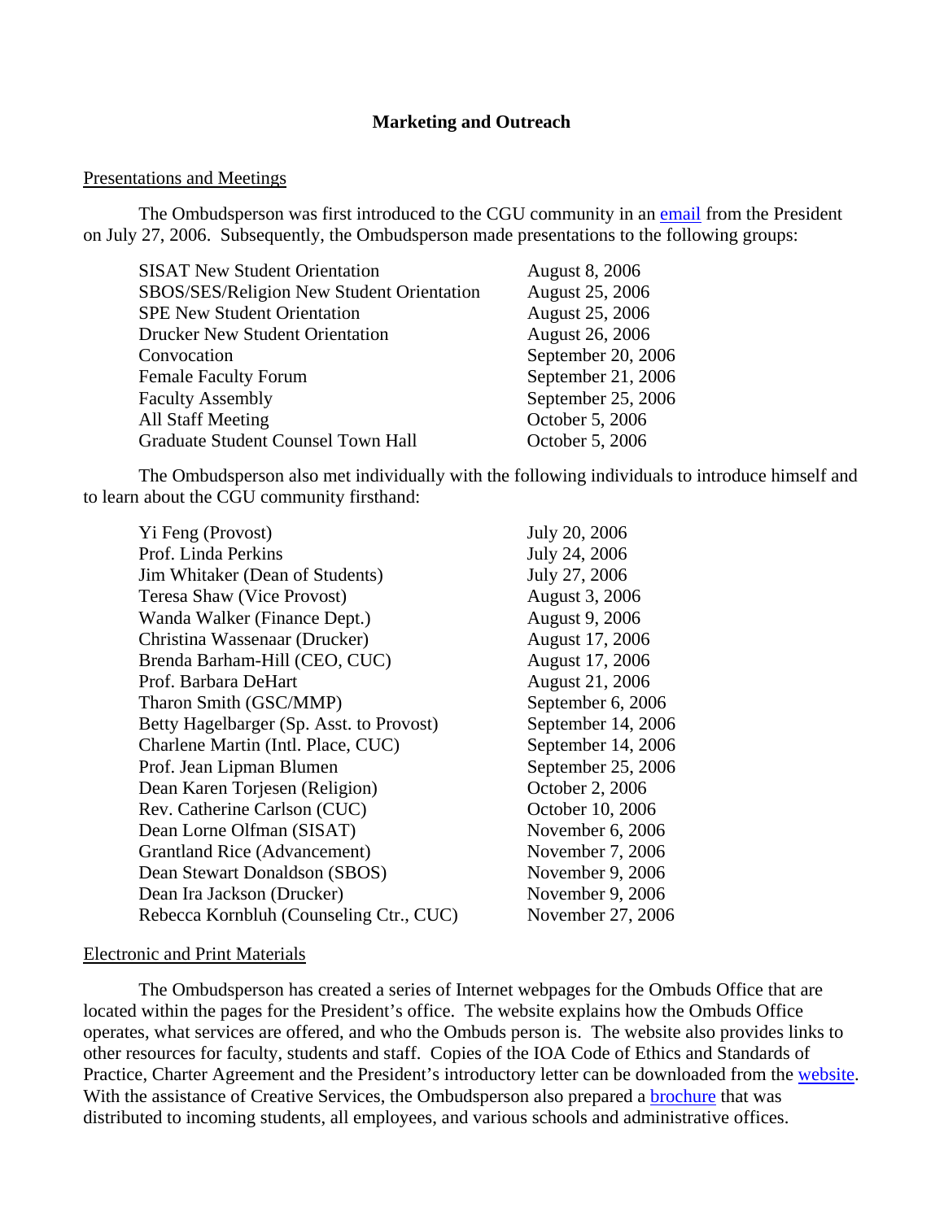## Marketing and Outreach

Presentations and Meetings

The Ombudsperson was first introduced to the CGU community in an email from the President on July 27, 2006. Subsequently, the Ombudsperson made presentations to the following groups:

| | |
|---|---|
| SISAT New Student Orientation | August 8, 2006 |
| SBOS/SES/Religion New Student Orientation | August 25, 2006 |
| SPE New Student Orientation | August 25, 2006 |
| Drucker New Student Orientation | August 26, 2006 |
| Convocation | September 20, 2006 |
| Female Faculty Forum | September 21, 2006 |
| Faculty Assembly | September 25, 2006 |
| All Staff Meeting | October 5, 2006 |
| Graduate Student Counsel Town Hall | October 5, 2006 |

The Ombudsperson also met individually with the following individuals to introduce himself and to learn about the CGU community firsthand:

| | |
|---|---|
| Yi Feng (Provost) | July 20, 2006 |
| Prof. Linda Perkins | July 24, 2006 |
| Jim Whitaker (Dean of Students) | July 27, 2006 |
| Teresa Shaw (Vice Provost) | August 3, 2006 |
| Wanda Walker (Finance Dept.) | August 9, 2006 |
| Christina Wassenaar (Drucker) | August 17, 2006 |
| Brenda Barham-Hill (CEO, CUC) | August 17, 2006 |
| Prof. Barbara DeHart | August 21, 2006 |
| Tharon Smith (GSC/MMP) | September 6, 2006 |
| Betty Hagelbarger (Sp. Asst. to Provost) | September 14, 2006 |
| Charlene Martin (Intl. Place, CUC) | September 14, 2006 |
| Prof. Jean Lipman Blumen | September 25, 2006 |
| Dean Karen Torjesen (Religion) | October 2, 2006 |
| Rev. Catherine Carlson (CUC) | October 10, 2006 |
| Dean Lorne Olfman (SISAT) | November 6, 2006 |
| Grantland Rice (Advancement) | November 7, 2006 |
| Dean Stewart Donaldson (SBOS) | November 9, 2006 |
| Dean Ira Jackson (Drucker) | November 9, 2006 |
| Rebecca Kornbluh (Counseling Ctr., CUC) | November 27, 2006 |

Electronic and Print Materials

The Ombudsperson has created a series of Internet webpages for the Ombuds Office that are located within the pages for the President's office. The website explains how the Ombuds Office operates, what services are offered, and who the Ombuds person is. The website also provides links to other resources for faculty, students and staff. Copies of the IOA Code of Ethics and Standards of Practice, Charter Agreement and the President's introductory letter can be downloaded from the website. With the assistance of Creative Services, the Ombudsperson also prepared a brochure that was distributed to incoming students, all employees, and various schools and administrative offices.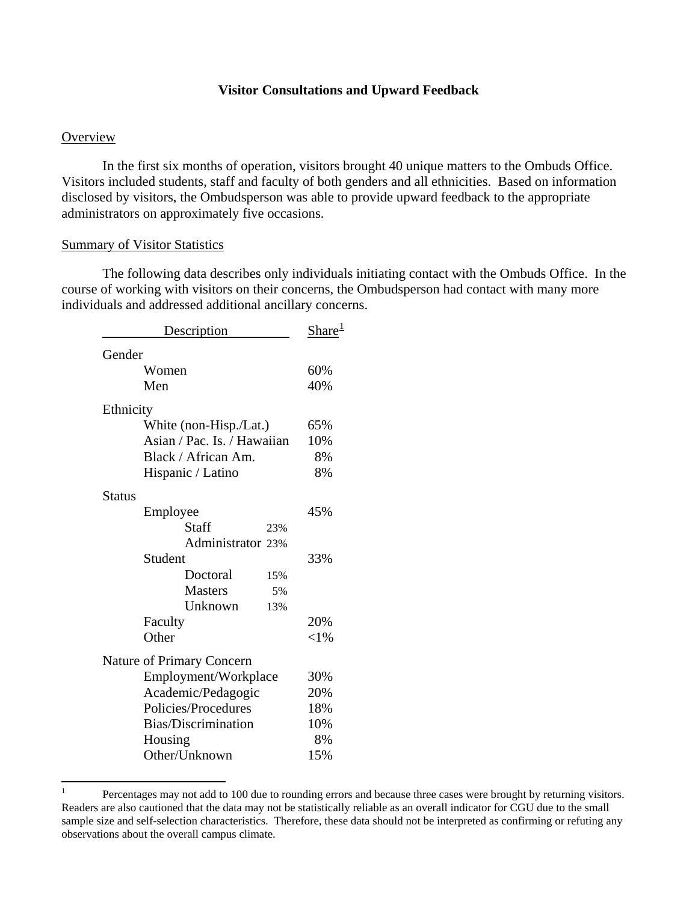**Visitor Consultations and Upward Feedback**

Overview

In the first six months of operation, visitors brought 40 unique matters to the Ombuds Office. Visitors included students, staff and faculty of both genders and all ethnicities. Based on information disclosed by visitors, the Ombudsperson was able to provide upward feedback to the appropriate administrators on approximately five occasions.

Summary of Visitor Statistics

The following data describes only individuals initiating contact with the Ombuds Office. In the course of working with visitors on their concerns, the Ombudsperson had contact with many more individuals and addressed additional ancillary concerns.

| Description | | Share[1] |
|---|---|---|
| **Gender** | | |
| Women | | 60% |
| Men | | 40% |
| **Ethnicity** | | |
| White (non-Hisp./Lat.) | | 65% |
| Asian / Pac. Is. / Hawaiian | | 10% |
| Black / African Am. | | 8% |
| Hispanic / Latino | | 8% |
| **Status** | | |
| Employee | | 45% |
| Staff | 23% | |
| Administrator | 23% | |
| Student | | 33% |
| Doctoral | 15% | |
| Masters | 5% | |
| Unknown | 13% | |
| Faculty | | 20% |
| Other | | <1% |
| **Nature of Primary Concern** | | |
| Employment/Workplace | | 30% |
| Academic/Pedagogic | | 20% |
| Policies/Procedures | | 18% |
| Bias/Discrimination | | 10% |
| Housing | | 8% |
| Other/Unknown | | 15% |

[1] Percentages may not add to 100 due to rounding errors and because three cases were brought by returning visitors. Readers are also cautioned that the data may not be statistically reliable as an overall indicator for CGU due to the small sample size and self-selection characteristics. Therefore, these data should not be interpreted as confirming or refuting any observations about the overall campus climate.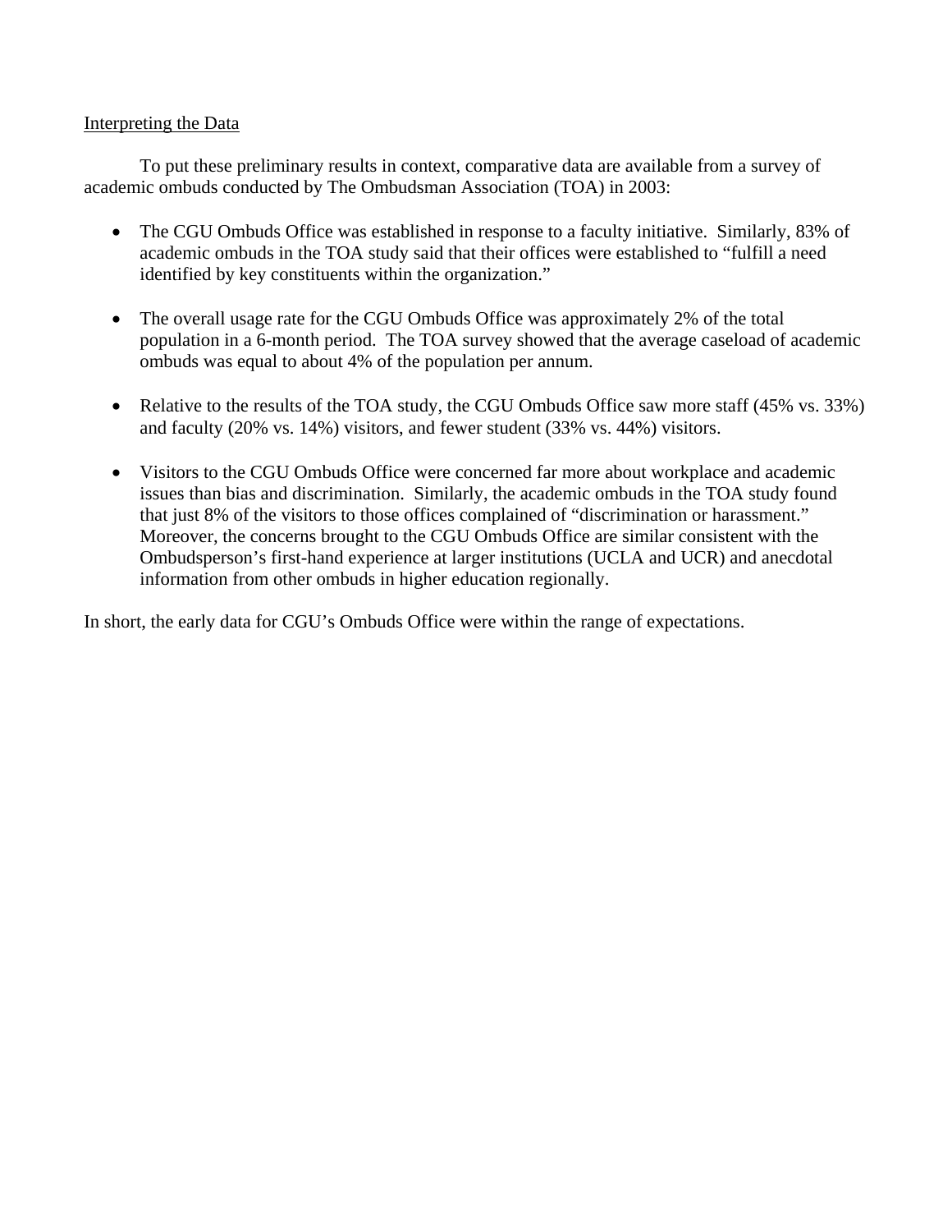Interpreting the Data

To put these preliminary results in context, comparative data are available from a survey of academic ombuds conducted by The Ombudsman Association (TOA) in 2003:

- The CGU Ombuds Office was established in response to a faculty initiative. Similarly, 83% of academic ombuds in the TOA study said that their offices were established to “fulfill a need identified by key constituents within the organization.”

- The overall usage rate for the CGU Ombuds Office was approximately 2% of the total population in a 6-month period. The TOA survey showed that the average caseload of academic ombuds was equal to about 4% of the population per annum.

- Relative to the results of the TOA study, the CGU Ombuds Office saw more staff (45% vs. 33%) and faculty (20% vs. 14%) visitors, and fewer student (33% vs. 44%) visitors.

- Visitors to the CGU Ombuds Office were concerned far more about workplace and academic issues than bias and discrimination. Similarly, the academic ombuds in the TOA study found that just 8% of the visitors to those offices complained of “discrimination or harassment.” Moreover, the concerns brought to the CGU Ombuds Office are similar consistent with the Ombudsperson’s first-hand experience at larger institutions (UCLA and UCR) and anecdotal information from other ombuds in higher education regionally.

In short, the early data for CGU’s Ombuds Office were within the range of expectations.